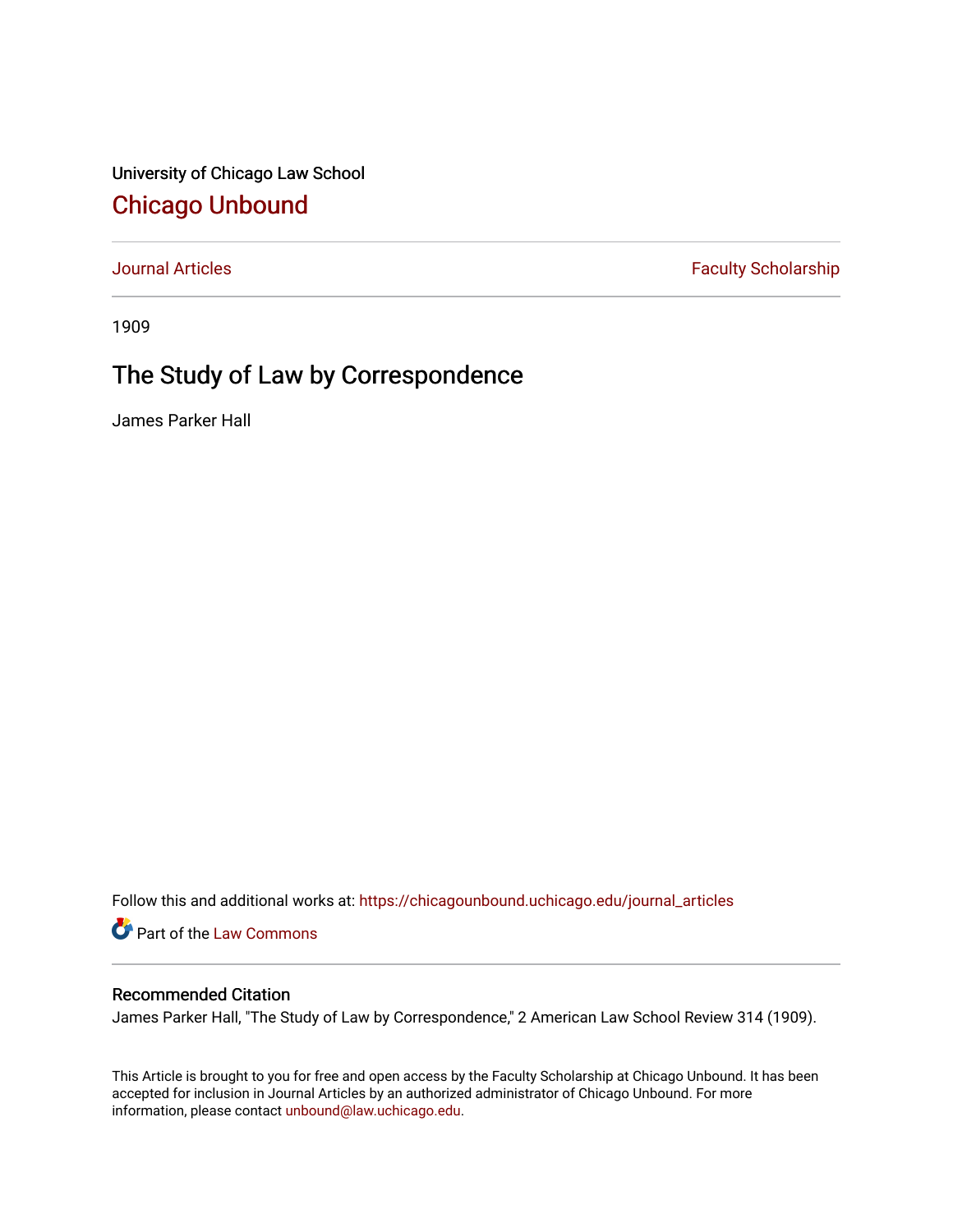University of Chicago Law School

# Chicago Unbound

Journal Articles | Faculty Scholarship

1909

## The Study of Law by Correspondence

James Parker Hall

Follow this and additional works at: https://chicagounbound.uchicago.edu/journal_articles

Part of the Law Commons

### Recommended Citation

James Parker Hall, "The Study of Law by Correspondence," 2 American Law School Review 314 (1909).

This Article is brought to you for free and open access by the Faculty Scholarship at Chicago Unbound. It has been accepted for inclusion in Journal Articles by an authorized administrator of Chicago Unbound. For more information, please contact unbound@law.uchicago.edu.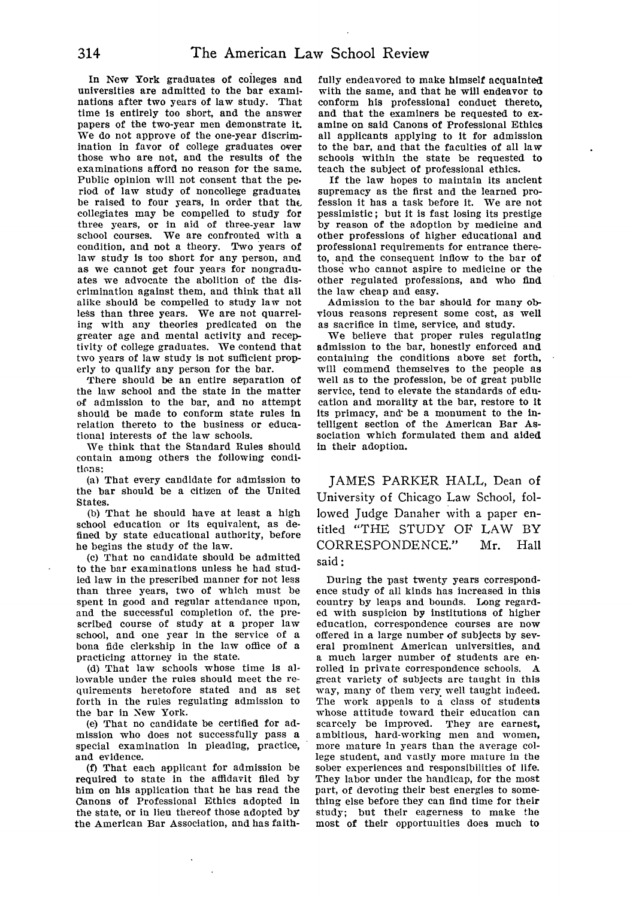In New York graduates of colleges and universities are admitted to the bar examinations after two years of law study. That time is entirely too short, and the answer papers of the two-year men demonstrate it. We do not approve of the one-year discrimination in favor of college graduates over those who are not, and the results of the examinations afford no reason for the same. Public opinion will not consent that the period of law study of noncollege graduates be raised to four years, in order that the collegiates may be compelled to study for three years, or in aid of three-year law school courses. We are confronted with a condition, and not a theory. Two years of law study is too short for any person, and as we cannot get four years for nongraduates we advocate the abolition of the discrimination against them, and think that all alike should be compelled to study law not less than three years. We are not quarreling with any theories predicated on the greater age and mental activity and receptivity of college graduates. We contend that two years of law study is not sufficient properly to qualify any person for the bar.

There should be an entire separation of the law school and the state in the matter of admission to the bar, and no attempt should be made to conform state rules in relation thereto to the business or educational interests of the law schools.

We think that the Standard Rules should contain among others the following conditions:

(a) That every candidate for admission to the bar should be a citizen of the United States.

(b) That he should have at least a high school education or its equivalent, as defined by state educational authority, before he begins the study of the law.

(c) That no candidate should be admitted to the bar examinations unless he had studied law in the prescribed manner for not less than three years, two of which must be spent in good and regular attendance upon, and the successful completion of, the prescribed course of study at a proper law school, and one year in the service of a bona fide clerkship in the law office of a practicing attorney in the state.

(d) That law schools whose time is allowable under the rules should meet the requirements heretofore stated and as set forth in the rules regulating admission to the bar in New York.

(e) That no candidate be certified for admission who does not successfully pass a special examination in pleading, practice, and evidence.

(f) That each applicant for admission be required to state in the affidavit filed by him on his application that he has read the Canons of Professional Ethics adopted in the state, or in lieu thereof those adopted by the American Bar Association, and has faithfully endeavored to make himself acquainted with the same, and that he will endeavor to conform his professional conduct thereto, and that the examiners be requested to examine on said Canons of Professional Ethics all applicants applying to it for admission to the bar, and that the faculties of all law schools within the state be requested to teach the subject of professional ethics.

If the law hopes to maintain its ancient supremacy as the first and the learned profession it has a task before it. We are not pessimistic; but it is fast losing its prestige by reason of the adoption by medicine and other professions of higher educational and professional requirements for entrance thereto, and the consequent inflow to the bar of those who cannot aspire to medicine or the other regulated professions, and who find the law cheap and easy.

Admission to the bar should for many obvious reasons represent some cost, as well as sacrifice in time, service, and study.

We believe that proper rules regulating admission to the bar, honestly enforced and containing the conditions above set forth, will commend themselves to the people as well as to the profession, be of great public service, tend to elevate the standards of education and morality at the bar, restore to it its primacy, and be a monument to the intelligent section of the American Bar Association which formulated them and aided in their adoption.

JAMES PARKER HALL, Dean of University of Chicago Law School, followed Judge Danaher with a paper entitled "THE STUDY OF LAW BY CORRESPONDENCE." Mr. Hall said:

During the past twenty years correspondence study of all kinds has increased in this country by leaps and bounds. Long regarded with suspicion by institutions of higher education, correspondence courses are now offered in a large number of subjects by several prominent American universities, and a much larger number of students are enrolled in private correspondence schools. A great variety of subjects are taught in this way, many of them very well taught indeed. The work appeals to a class of students whose attitude toward their education can scarcely be improved. They are earnest, ambitious, hard-working men and women, more mature in years than the average college student, and vastly more mature in the sober experiences and responsibilities of life. They labor under the handicap, for the most part, of devoting their best energies to something else before they can find time for their study; but their eagerness to make the most of their opportunities does much to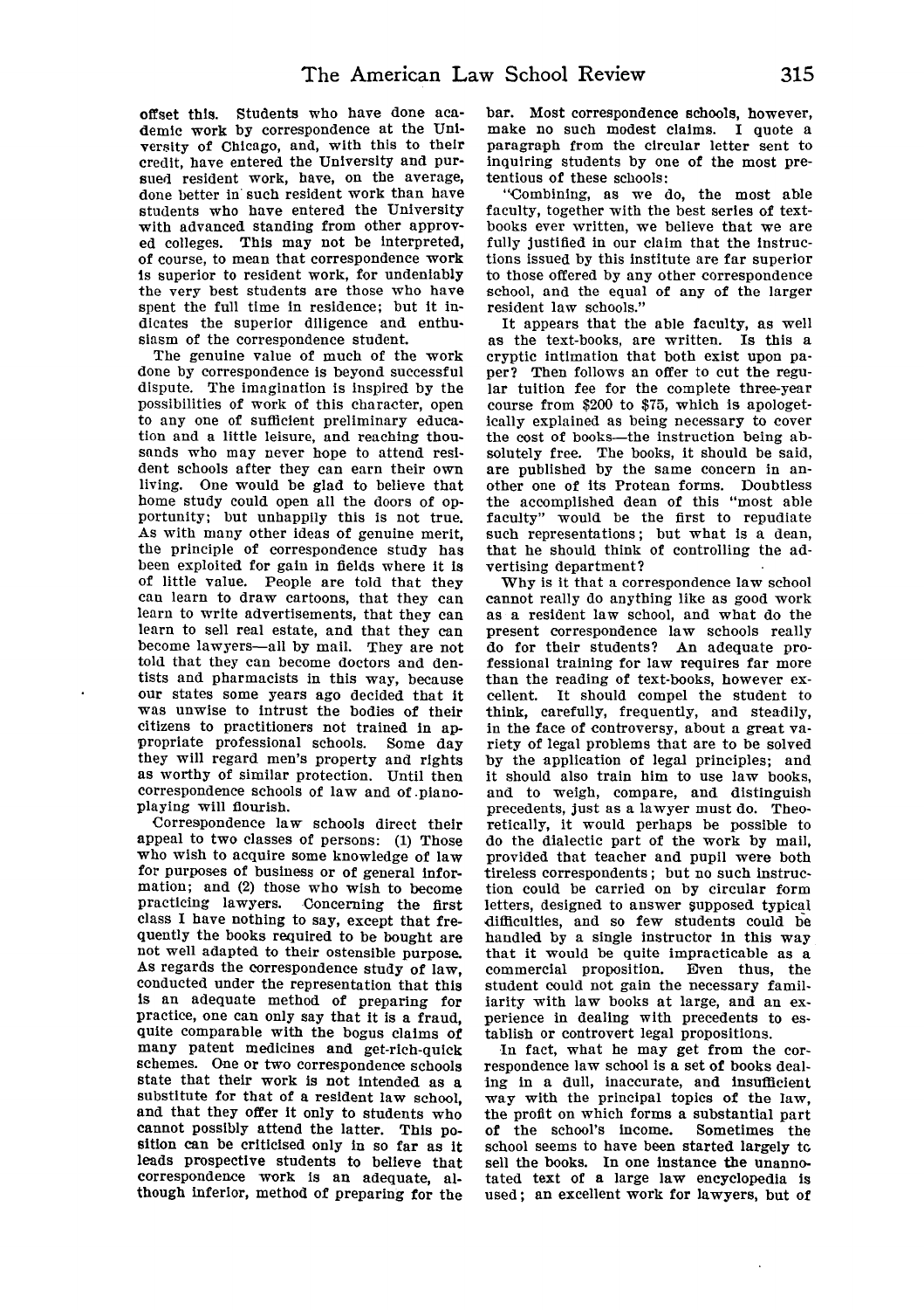offset this. Students who have done academic work by correspondence at the University of Chicago, and, with this to their credit, have entered the University and pursued resident work, have, on the average, done better in such resident work than have students who have entered the University with advanced standing from other approved colleges. This may not be interpreted, of course, to mean that correspondence work is superior to resident work, for undeniably the very best students are those who have spent the full time in residence; but it indicates the superior diligence and enthusiasm of the correspondence student.

The genuine value of much of the work done by correspondence is beyond successful dispute. The imagination is inspired by the possibilities of work of this character, open to any one of sufficient preliminary education and a little leisure, and reaching thousands who may never hope to attend resident schools after they can earn their own living. One would be glad to believe that home study could open all the doors of opportunity; but unhappily this is not true. As with many other ideas of genuine merit, the principle of correspondence study has been exploited for gain in fields where it is of little value. People are told that they can learn to draw cartoons, that they can learn to write advertisements, that they can learn to sell real estate, and that they can become lawyers—all by mail. They are not told that they can become doctors and dentists and pharmacists in this way, because our states some years ago decided that it was unwise to intrust the bodies of their citizens to practitioners not trained in appropriate professional schools. Some day they will regard men's property and rights as worthy of similar protection. Until then correspondence schools of law and of piano-playing will flourish.

Correspondence law schools direct their appeal to two classes of persons: (1) Those who wish to acquire some knowledge of law for purposes of business or of general information; and (2) those who wish to become practicing lawyers. Concerning the first class I have nothing to say, except that frequently the books required to be bought are not well adapted to their ostensible purpose. As regards the correspondence study of law, conducted under the representation that this is an adequate method of preparing for practice, one can only say that it is a fraud, quite comparable with the bogus claims of many patent medicines and get-rich-quick schemes. One or two correspondence schools state that their work is not intended as a substitute for that of a resident law school, and that they offer it only to students who cannot possibly attend the latter. This position can be criticised only in so far as it leads prospective students to believe that correspondence work is an adequate, although inferior, method of preparing for the bar. Most correspondence schools, however, make no such modest claims. I quote a paragraph from the circular letter sent to inquiring students by one of the most pretentious of these schools:

"Combining, as we do, the most able faculty, together with the best series of textbooks ever written, we believe that we are fully justified in our claim that the instructions issued by this institute are far superior to those offered by any other correspondence school, and the equal of any of the larger resident law schools."

It appears that the able faculty, as well as the text-books, are written. Is this a cryptic intimation that both exist upon paper? Then follows an offer to cut the regular tuition fee for the complete three-year course from $200 to $75, which is apologetically explained as being necessary to cover the cost of books—the instruction being absolutely free. The books, it should be said, are published by the same concern in another one of its Protean forms. Doubtless the accomplished dean of this "most able faculty" would be the first to repudiate such representations; but what is a dean, that he should think of controlling the advertising department?

Why is it that a correspondence law school cannot really do anything like as good work as a resident law school, and what do the present correspondence law schools really do for their students? An adequate professional training for law requires far more than the reading of text-books, however excellent. It should compel the student to think, carefully, frequently, and steadily, in the face of controversy, about a great variety of legal problems that are to be solved by the application of legal principles; and it should also train him to use law books, and to weigh, compare, and distinguish precedents, just as a lawyer must do. Theoretically, it would perhaps be possible to do the dialectic part of the work by mail, provided that teacher and pupil were both tireless correspondents; but no such instruction could be carried on by circular form letters, designed to answer supposed typical difficulties, and so few students could be handled by a single instructor in this way that it would be quite impracticable as a commercial proposition. Even thus, the student could not gain the necessary familiarity with law books at large, and an experience in dealing with precedents to establish or controvert legal propositions.

In fact, what he may get from the correspondence law school is a set of books dealing in a dull, inaccurate, and insufficient way with the principal topics of the law, the profit on which forms a substantial part of the school's income. Sometimes the school seems to have been started largely to sell the books. In one instance the unannotated text of a large law encyclopedia is used; an excellent work for lawyers, but of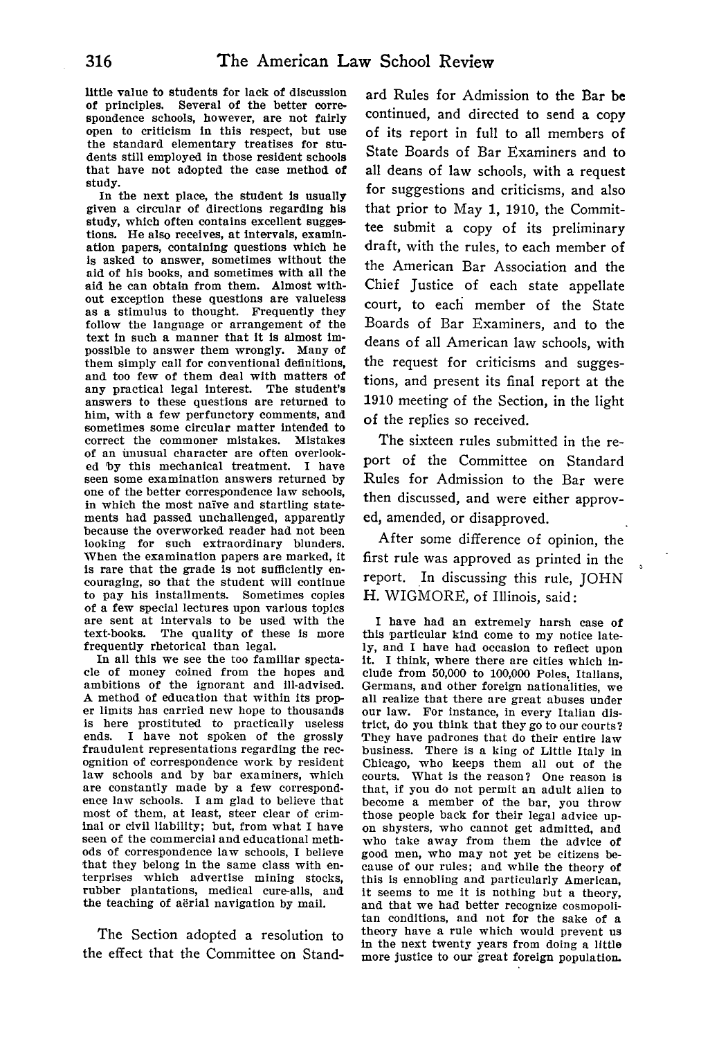little value to students for lack of discussion of principles. Several of the better correspondence schools, however, are not fairly open to criticism in this respect, but use the standard elementary treatises for students still employed in those resident schools that have not adopted the case method of study.

In the next place, the student is usually given a circular of directions regarding his study, which often contains excellent suggestions. He also receives, at intervals, examination papers, containing questions which he is asked to answer, sometimes without the aid of his books, and sometimes with all the aid he can obtain from them. Almost without exception these questions are valueless as a stimulus to thought. Frequently they follow the language or arrangement of the text in such a manner that it is almost impossible to answer them wrongly. Many of them simply call for conventional definitions, and too few of them deal with matters of any practical legal interest. The student's answers to these questions are returned to him, with a few perfunctory comments, and sometimes some circular matter intended to correct the commoner mistakes. Mistakes of an unusual character are often overlooked by this mechanical treatment. I have seen some examination answers returned by one of the better correspondence law schools, in which the most naïve and startling statements had passed unchallenged, apparently because the overworked reader had not been looking for such extraordinary blunders. When the examination papers are marked, it is rare that the grade is not sufficiently encouraging, so that the student will continue to pay his installments. Sometimes copies of a few special lectures upon various topics are sent at intervals to be used with the text-books. The quality of these is more frequently rhetorical than legal.

In all this we see the too familiar spectacle of money coined from the hopes and ambitions of the ignorant and ill-advised. A method of education that within its proper limits has carried new hope to thousands is here prostituted to practically useless ends. I have not spoken of the grossly fraudulent representations regarding the recognition of correspondence work by resident law schools and by bar examiners, which are constantly made by a few correspondence law schools. I am glad to believe that most of them, at least, steer clear of criminal or civil liability; but, from what I have seen of the commercial and educational methods of correspondence law schools, I believe that they belong in the same class with enterprises which advertise mining stocks, rubber plantations, medical cure-alls, and the teaching of aërial navigation by mail.

The Section adopted a resolution to the effect that the Committee on Standard Rules for Admission to the Bar be continued, and directed to send a copy of its report in full to all members of State Boards of Bar Examiners and to all deans of law schools, with a request for suggestions and criticisms, and also that prior to May 1, 1910, the Committee submit a copy of its preliminary draft, with the rules, to each member of the American Bar Association and the Chief Justice of each state appellate court, to each member of the State Boards of Bar Examiners, and to the deans of all American law schools, with the request for criticisms and suggestions, and present its final report at the 1910 meeting of the Section, in the light of the replies so received.

The sixteen rules submitted in the report of the Committee on Standard Rules for Admission to the Bar were then discussed, and were either approved, amended, or disapproved.

After some difference of opinion, the first rule was approved as printed in the report. In discussing this rule, JOHN H. WIGMORE, of Illinois, said:

I have had an extremely harsh case of this particular kind come to my notice lately, and I have had occasion to reflect upon it. I think, where there are cities which include from 50,000 to 100,000 Poles, Italians, Germans, and other foreign nationalities, we all realize that there are great abuses under our law. For instance, in every Italian district, do you think that they go to our courts? They have padrones that do their entire law business. There is a king of Little Italy in Chicago, who keeps them all out of the courts. What is the reason? One reason is that, if you do not permit an adult alien to become a member of the bar, you throw those people back for their legal advice upon shysters, who cannot get admitted, and who take away from them the advice of good men, who may not yet be citizens because of our rules; and while the theory of this is ennobling and particularly American, it seems to me it is nothing but a theory, and that we had better recognize cosmopolitan conditions, and not for the sake of a theory have a rule which would prevent us in the next twenty years from doing a little more justice to our great foreign population.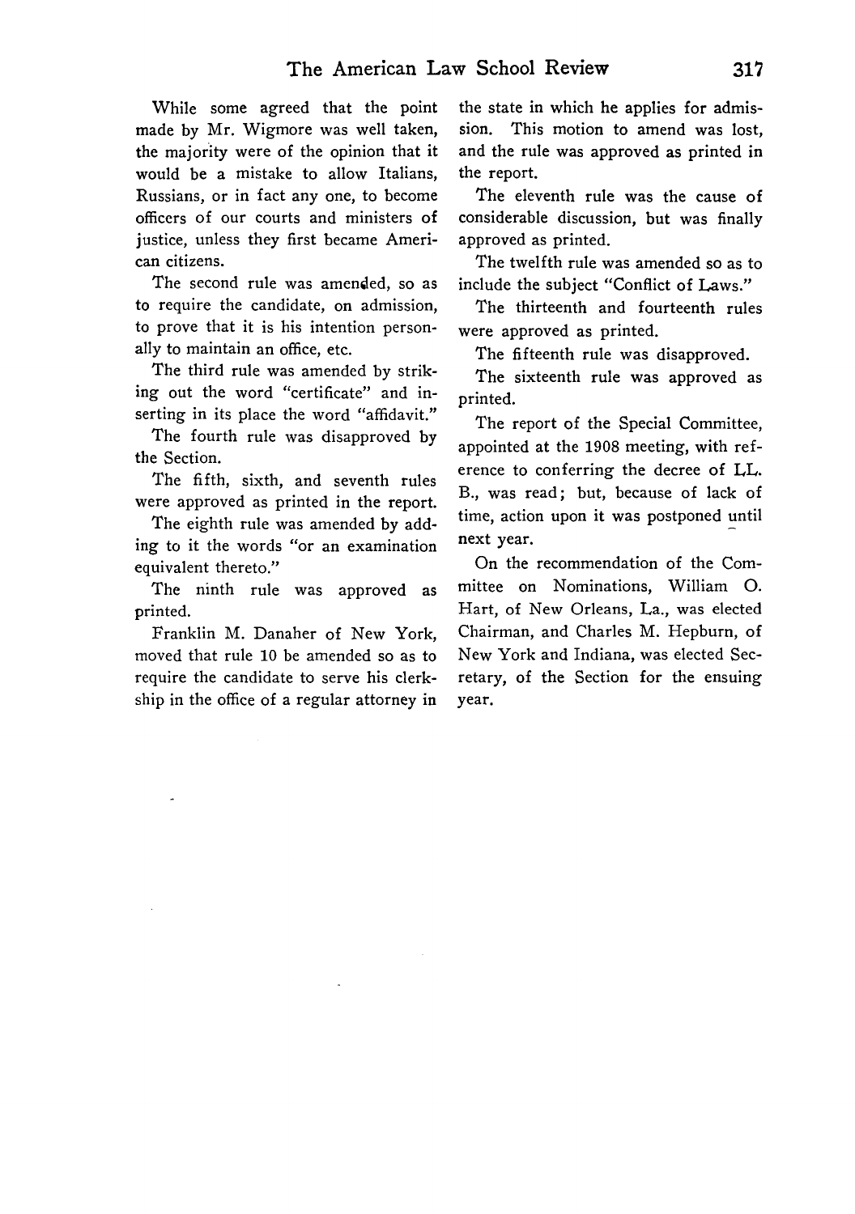While some agreed that the point made by Mr. Wigmore was well taken, the majority were of the opinion that it would be a mistake to allow Italians, Russians, or in fact any one, to become officers of our courts and ministers of justice, unless they first became American citizens.

The second rule was amended, so as to require the candidate, on admission, to prove that it is his intention personally to maintain an office, etc.

The third rule was amended by striking out the word "certificate" and inserting in its place the word "affidavit."

The fourth rule was disapproved by the Section.

The fifth, sixth, and seventh rules were approved as printed in the report.

The eighth rule was amended by adding to it the words "or an examination equivalent thereto."

The ninth rule was approved as printed.

Franklin M. Danaher of New York, moved that rule 10 be amended so as to require the candidate to serve his clerkship in the office of a regular attorney in the state in which he applies for admission. This motion to amend was lost, and the rule was approved as printed in the report.

The eleventh rule was the cause of considerable discussion, but was finally approved as printed.

The twelfth rule was amended so as to include the subject "Conflict of Laws."

The thirteenth and fourteenth rules were approved as printed.

The fifteenth rule was disapproved.

The sixteenth rule was approved as printed.

The report of the Special Committee, appointed at the 1908 meeting, with reference to conferring the decree of LL. B., was read; but, because of lack of time, action upon it was postponed until next year.

On the recommendation of the Committee on Nominations, William O. Hart, of New Orleans, La., was elected Chairman, and Charles M. Hepburn, of New York and Indiana, was elected Secretary, of the Section for the ensuing year.